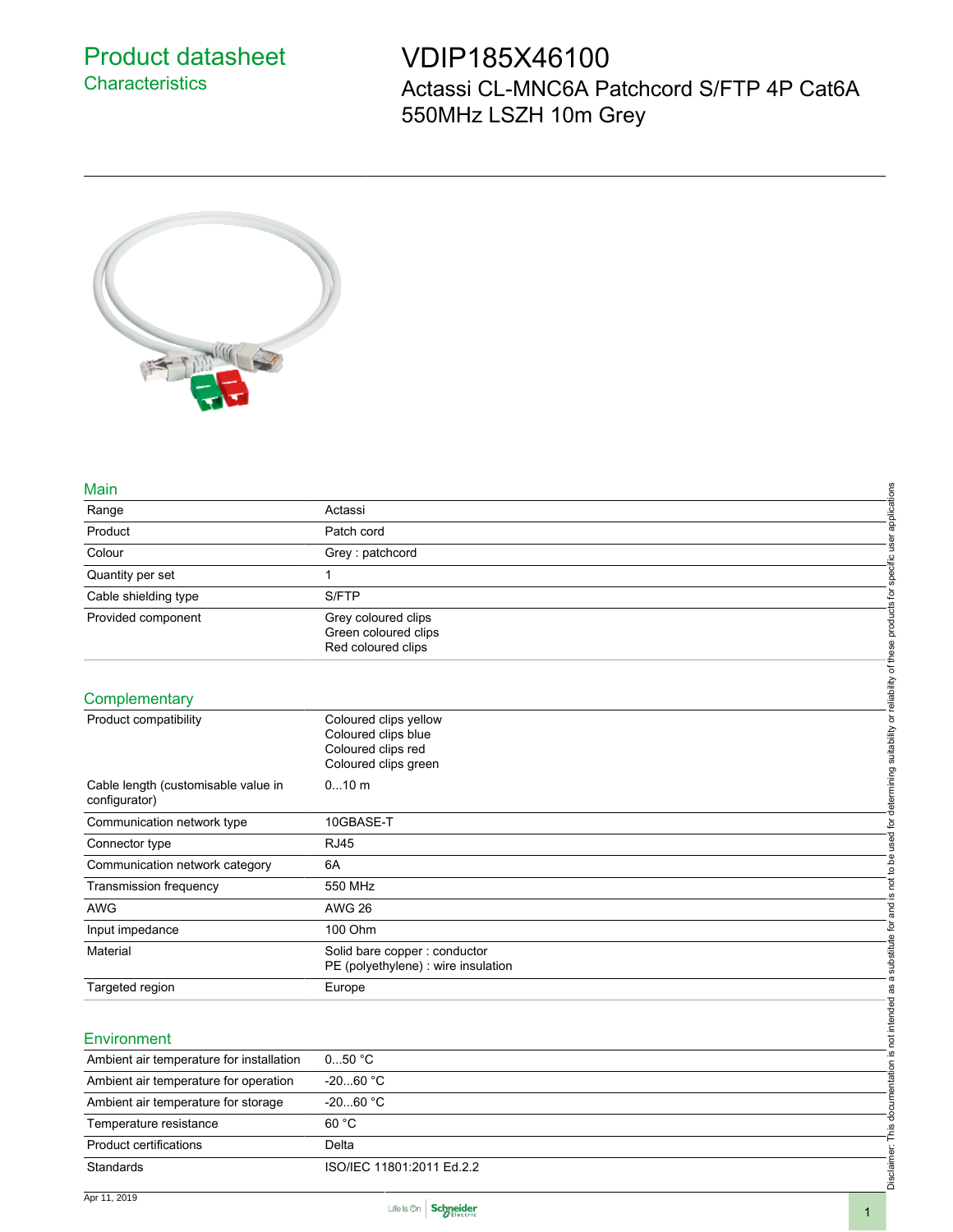# Product datasheet

## Characteristics

# VDIP185X46100

Actassi CL-MNC6A Patchcord S/FTP 4P Cat6A 550MHz LSZH 10m Grey

## Main

| | |
|---|---|
| Range | Actassi |
| Product | Patch cord |
| Colour | Grey : patchcord |
| Quantity per set | 1 |
| Cable shielding type | S/FTP |
| Provided component | Grey coloured clips<br>Green coloured clips<br>Red coloured clips |

## Complementary

| | |
|---|---|
| Product compatibility | Coloured clips yellow<br>Coloured clips blue<br>Coloured clips red<br>Coloured clips green |
| Cable length (customisable value in configurator) | 0...10 m |
| Communication network type | 10GBASE-T |
| Connector type | RJ45 |
| Communication network category | 6A |
| Transmission frequency | 550 MHz |
| AWG | AWG 26 |
| Input impedance | 100 Ohm |
| Material | Solid bare copper : conductor<br>PE (polyethylene) : wire insulation |
| Targeted region | Europe |

## Environment

| | |
|---|---|
| Ambient air temperature for installation | 0...50 °C |
| Ambient air temperature for operation | -20...60 °C |
| Ambient air temperature for storage | -20...60 °C |
| Temperature resistance | 60 °C |
| Product certifications | Delta |
| Standards | ISO/IEC 11801:2011 Ed.2.2 |

Disclaimer: This documentation is not intended as a substitute for and is not to be used for determining suitability or reliability of these products for specific user applications

Apr 11, 2019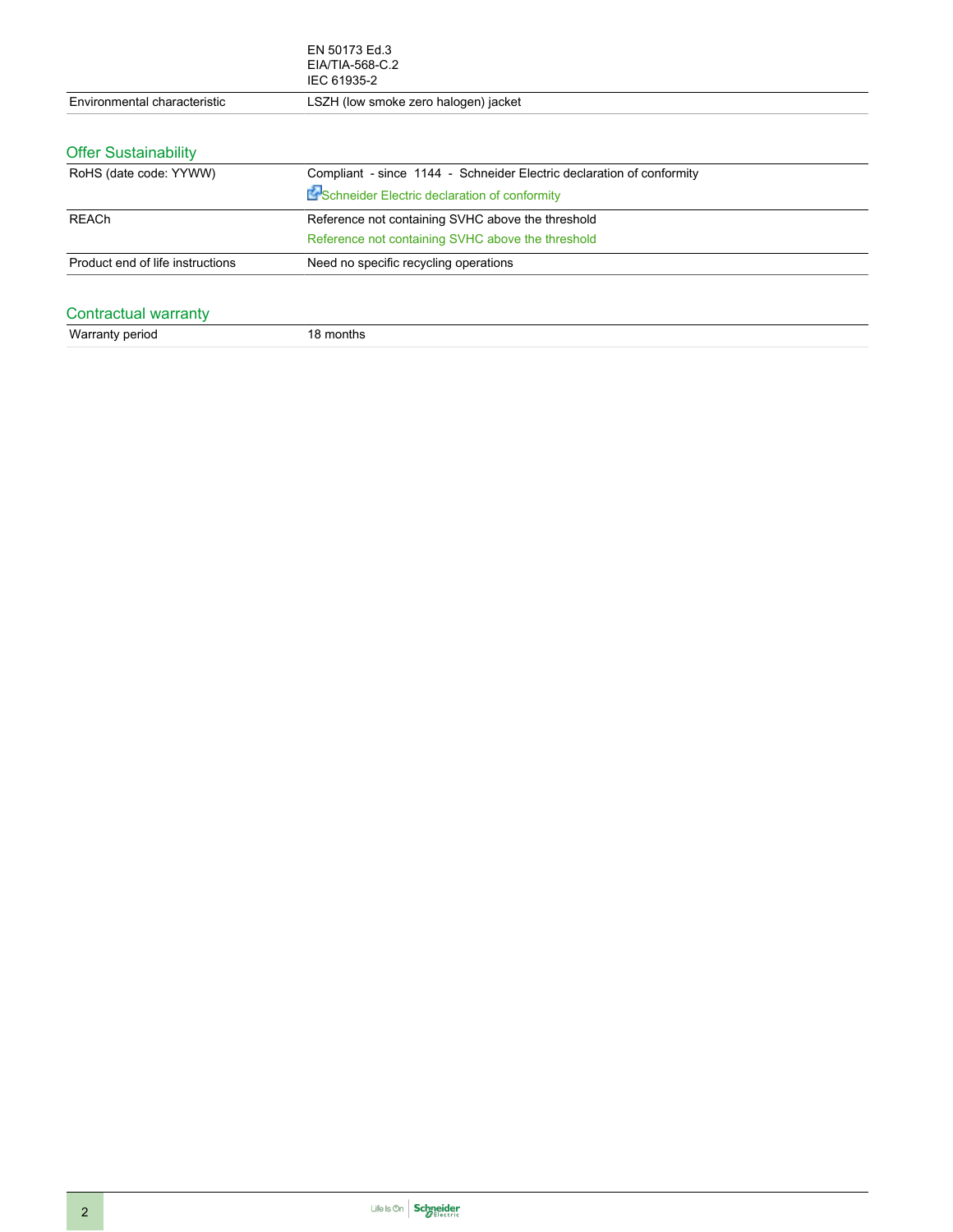| | |
|---|---|
| | EN 50173 Ed.3<br>EIA/TIA-568-C.2<br>IEC 61935-2 |
| Environmental characteristic | LSZH (low smoke zero halogen) jacket |

## Offer Sustainability

| | |
|---|---|
| RoHS (date code: YYWW) | Compliant - since 1144 - Schneider Electric declaration of conformity<br>Schneider Electric declaration of conformity |
| REACh | Reference not containing SVHC above the threshold<br>Reference not containing SVHC above the threshold |
| Product end of life instructions | Need no specific recycling operations |

## Contractual warranty

| | |
|---|---|
| Warranty period | 18 months |